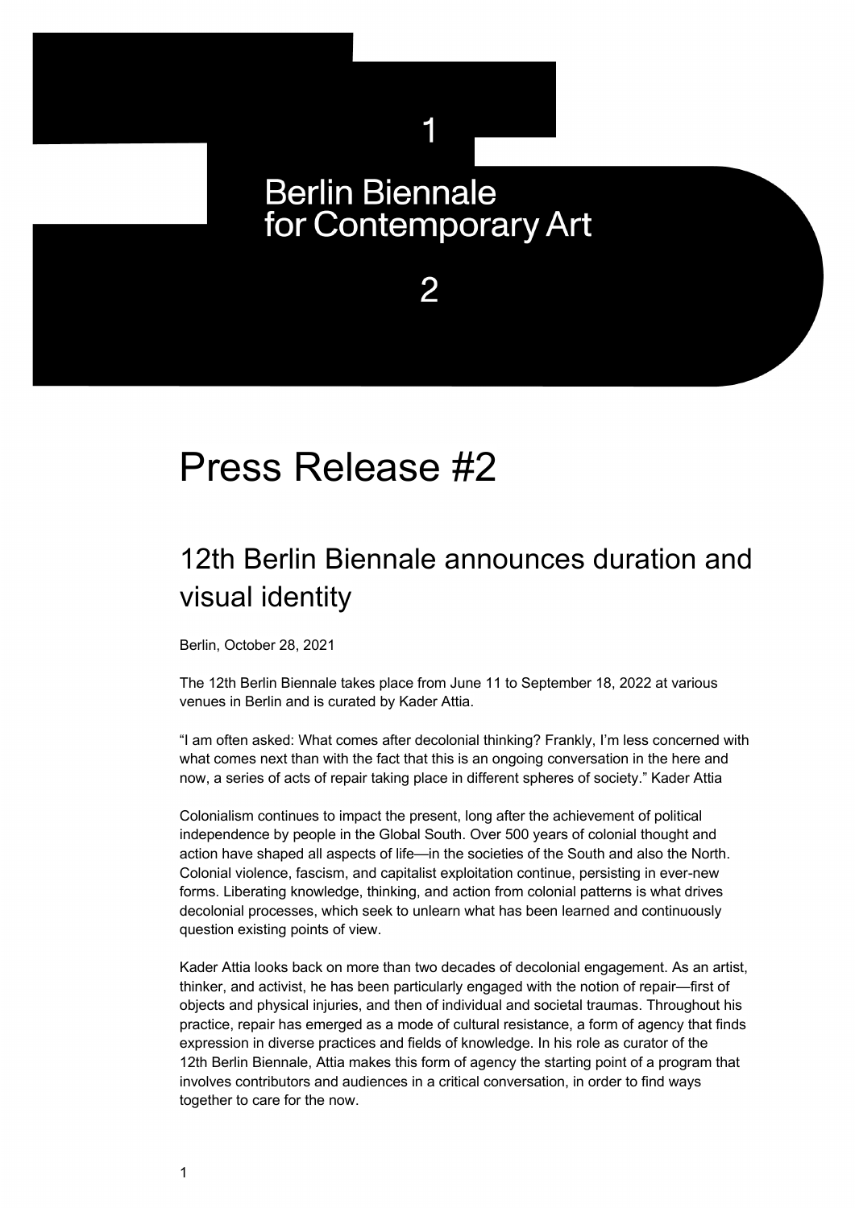1

Berlin Biennale
for Contemporary Art

2

# Press Release #2

## 12th Berlin Biennale announces duration and visual identity

Berlin, October 28, 2021

The 12th Berlin Biennale takes place from June 11 to September 18, 2022 at various venues in Berlin and is curated by Kader Attia.

"I am often asked: What comes after decolonial thinking? Frankly, I'm less concerned with what comes next than with the fact that this is an ongoing conversation in the here and now, a series of acts of repair taking place in different spheres of society." Kader Attia

Colonialism continues to impact the present, long after the achievement of political independence by people in the Global South. Over 500 years of colonial thought and action have shaped all aspects of life—in the societies of the South and also the North. Colonial violence, fascism, and capitalist exploitation continue, persisting in ever-new forms. Liberating knowledge, thinking, and action from colonial patterns is what drives decolonial processes, which seek to unlearn what has been learned and continuously question existing points of view.

Kader Attia looks back on more than two decades of decolonial engagement. As an artist, thinker, and activist, he has been particularly engaged with the notion of repair—first of objects and physical injuries, and then of individual and societal traumas. Throughout his practice, repair has emerged as a mode of cultural resistance, a form of agency that finds expression in diverse practices and fields of knowledge. In his role as curator of the 12th Berlin Biennale, Attia makes this form of agency the starting point of a program that involves contributors and audiences in a critical conversation, in order to find ways together to care for the now.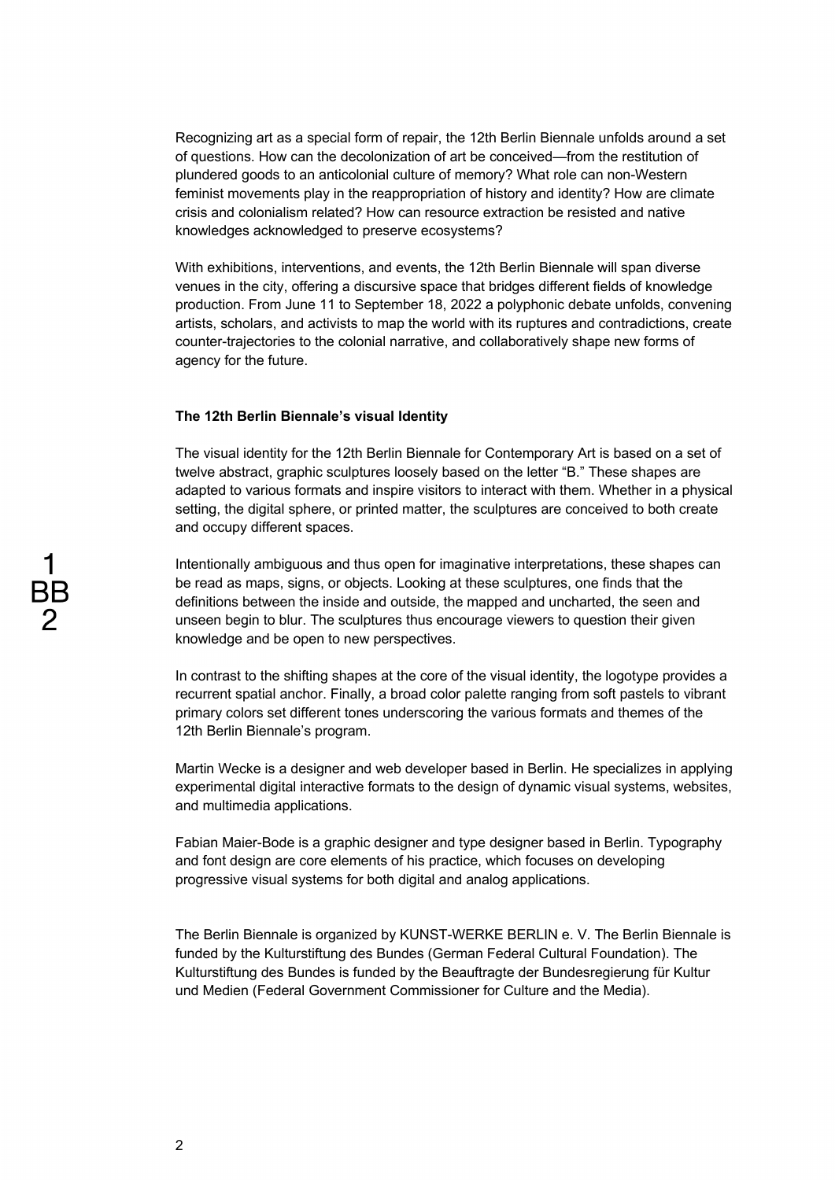Recognizing art as a special form of repair, the 12th Berlin Biennale unfolds around a set of questions. How can the decolonization of art be conceived—from the restitution of plundered goods to an anticolonial culture of memory? What role can non-Western feminist movements play in the reappropriation of history and identity? How are climate crisis and colonialism related? How can resource extraction be resisted and native knowledges acknowledged to preserve ecosystems?

With exhibitions, interventions, and events, the 12th Berlin Biennale will span diverse venues in the city, offering a discursive space that bridges different fields of knowledge production. From June 11 to September 18, 2022 a polyphonic debate unfolds, convening artists, scholars, and activists to map the world with its ruptures and contradictions, create counter-trajectories to the colonial narrative, and collaboratively shape new forms of agency for the future.

**The 12th Berlin Biennale's visual Identity**

The visual identity for the 12th Berlin Biennale for Contemporary Art is based on a set of twelve abstract, graphic sculptures loosely based on the letter "B." These shapes are adapted to various formats and inspire visitors to interact with them. Whether in a physical setting, the digital sphere, or printed matter, the sculptures are conceived to both create and occupy different spaces.

Intentionally ambiguous and thus open for imaginative interpretations, these shapes can be read as maps, signs, or objects. Looking at these sculptures, one finds that the definitions between the inside and outside, the mapped and uncharted, the seen and unseen begin to blur. The sculptures thus encourage viewers to question their given knowledge and be open to new perspectives.

In contrast to the shifting shapes at the core of the visual identity, the logotype provides a recurrent spatial anchor. Finally, a broad color palette ranging from soft pastels to vibrant primary colors set different tones underscoring the various formats and themes of the 12th Berlin Biennale's program.

Martin Wecke is a designer and web developer based in Berlin. He specializes in applying experimental digital interactive formats to the design of dynamic visual systems, websites, and multimedia applications.

Fabian Maier-Bode is a graphic designer and type designer based in Berlin. Typography and font design are core elements of his practice, which focuses on developing progressive visual systems for both digital and analog applications.

The Berlin Biennale is organized by KUNST-WERKE BERLIN e. V. The Berlin Biennale is funded by the Kulturstiftung des Bundes (German Federal Cultural Foundation). The Kulturstiftung des Bundes is funded by the Beauftragte der Bundesregierung für Kultur und Medien (Federal Government Commissioner for Culture and the Media).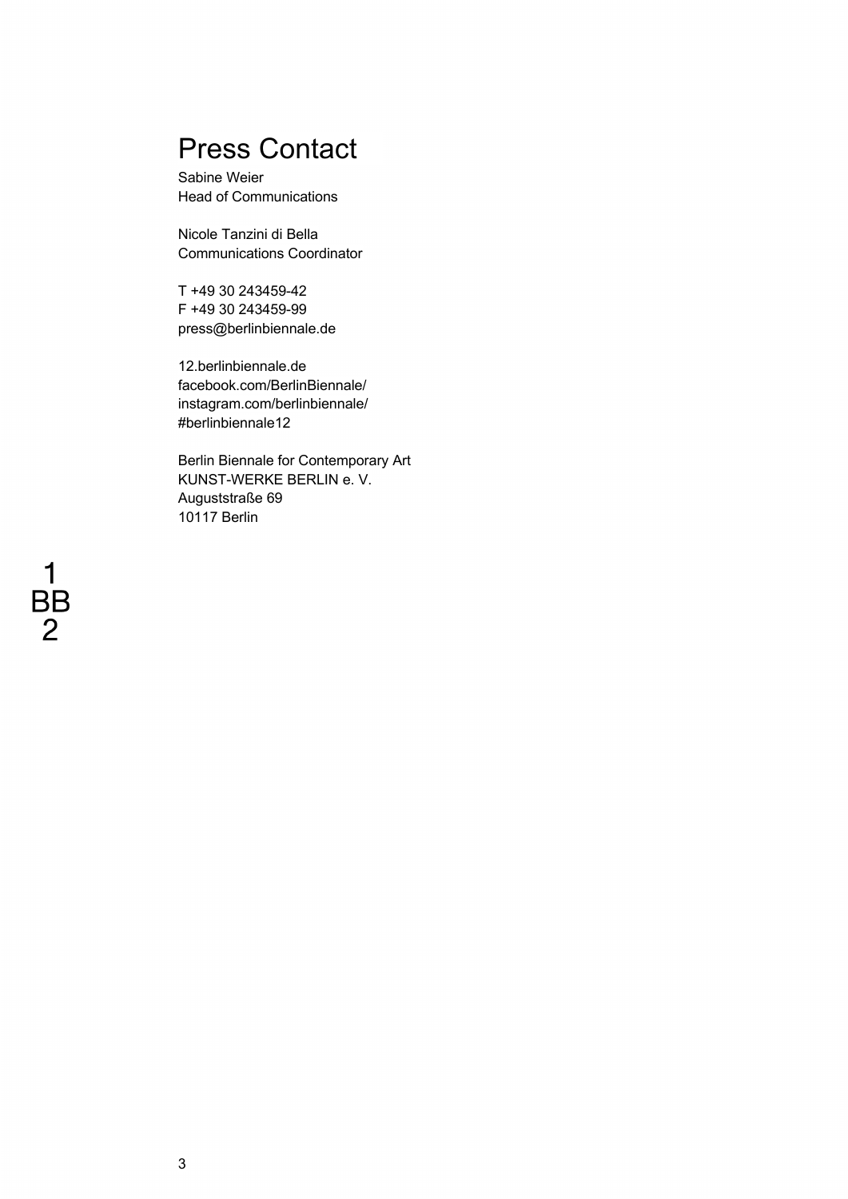# Press Contact

Sabine Weier
Head of Communications

Nicole Tanzini di Bella
Communications Coordinator

T +49 30 243459-42
F +49 30 243459-99
press@berlinbiennale.de

12.berlinbiennale.de
facebook.com/BerlinBiennale/
instagram.com/berlinbiennale/
#berlinbiennale12

Berlin Biennale for Contemporary Art
KUNST-WERKE BERLIN e. V.
Auguststraße 69
10117 Berlin

1
BB
2